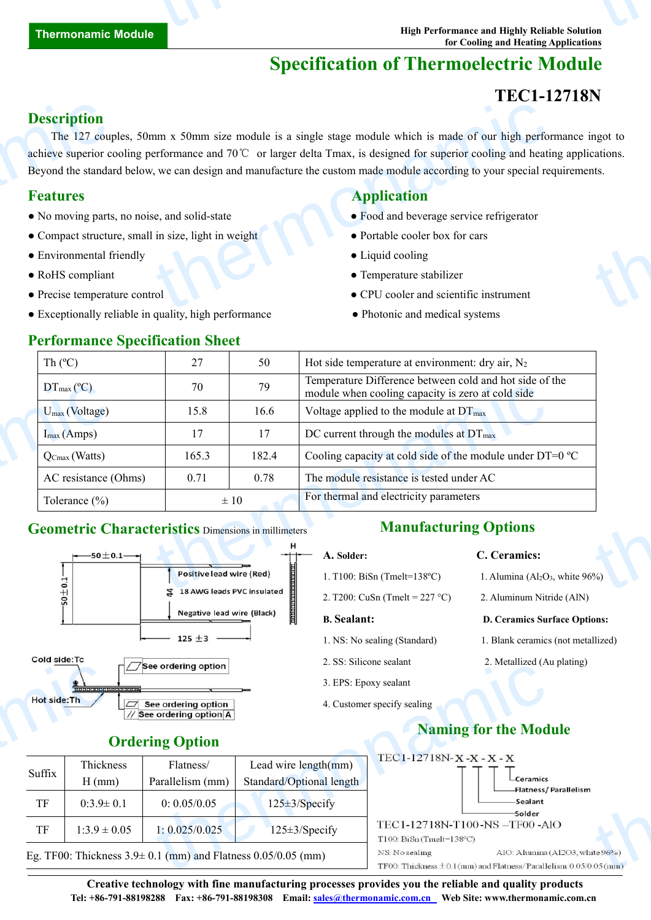Thermonamic Module

High Performance and Highly Reliable Solution for Cooling and Heating Applications

# Specification of Thermoelectric Module

## TEC1-12718N

## Description

The 127 couples, 50mm x 50mm size module is a single stage module which is made of our high performance ingot to achieve superior cooling performance and 70℃ or larger delta Tmax, is designed for superior cooling and heating applications. Beyond the standard below, we can design and manufacture the custom made module according to your special requirements.

## Features

- No moving parts, no noise, and solid-state
- Compact structure, small in size, light in weight
- Environmental friendly
- RoHS compliant
- Precise temperature control
- Exceptionally reliable in quality, high performance

## Application

- Food and beverage service refrigerator
- Portable cooler box for cars
- Liquid cooling
- Temperature stabilizer
- CPU cooler and scientific instrument
- Photonic and medical systems

## Performance Specification Sheet

| Th (ºC) | 27 | 50 | Hot side temperature at environment: dry air, $N_2$ |
|---|---|---|---|
| $DT_{max}$ (ºC) | 70 | 79 | Temperature Difference between cold and hot side of the module when cooling capacity is zero at cold side |
| $U_{max}$ (Voltage) | 15.8 | 16.6 | Voltage applied to the module at $DT_{max}$ |
| $I_{max}$ (Amps) | 17 | 17 | DC current through the modules at $DT_{max}$ |
| $Q_{Cmax}$ (Watts) | 165.3 | 182.4 | Cooling capacity at cold side of the module under DT=0 ºC |
| AC resistance (Ohms) | 0.71 | 0.78 | The module resistance is tested under AC |
| Tolerance (%) | ± 10 | | For thermal and electricity parameters |

## Geometric Characteristics Dimensions in millimeters

50±0.1; 50±0.1; 44; Positive lead wire (Red); 18 AWG leads PVC insulated; Negative lead wire (Black); 125 ±3; H; Cold side:Tc; Hot side:Th; See ordering option; See ordering option; See ordering option A

## Manufacturing Options

**A. Solder:**

1. T100: BiSn (Tmelt=138ºC)
2. T200: CuSn (Tmelt = 227 °C)

**B. Sealant:**

1. NS: No sealing (Standard)
2. SS: Silicone sealant
3. EPS: Epoxy sealant
4. Customer specify sealing

**C. Ceramics:**

1. Alumina ($Al_2O_3$, white 96%)
2. Aluminum Nitride (AlN)

**D. Ceramics Surface Options:**

1. Blank ceramics (not metallized)
2. Metallized (Au plating)

## Ordering Option

| Suffix | Thickness H (mm) | Flatness/ Parallelism (mm) | Lead wire length(mm) Standard/Optional length |
|---|---|---|---|
| TF | 0:3.9± 0.1 | 0: 0.05/0.05 | 125±3/Specify |
| TF | 1:3.9 ± 0.05 | 1: 0.025/0.025 | 125±3/Specify |

Eg. TF00: Thickness 3.9± 0.1 (mm) and Flatness 0.05/0.05 (mm)

## Naming for the Module

TEC1-12718N-X-X-X-X (Solder - Sealant - Flatness/ Parallelism - Ceramics)

TEC1-12718N-T100-NS –TF00 -AlO

T100: BiSn (Tmelt=138ºC)

NS: No sealing

AlO: Alumina (Al2O3, white 96%)

TF00: Thickness ±0.1(mm) and Flatness/ Parallelism 0.05/0.05 (mm)

**Creative technology with fine manufacturing processes provides you the reliable and quality products**

**Tel: +86-791-88198288 Fax: +86-791-88198308 Email: sales@thermonamic.com.cn Web Site: www.thermonamic.com.cn**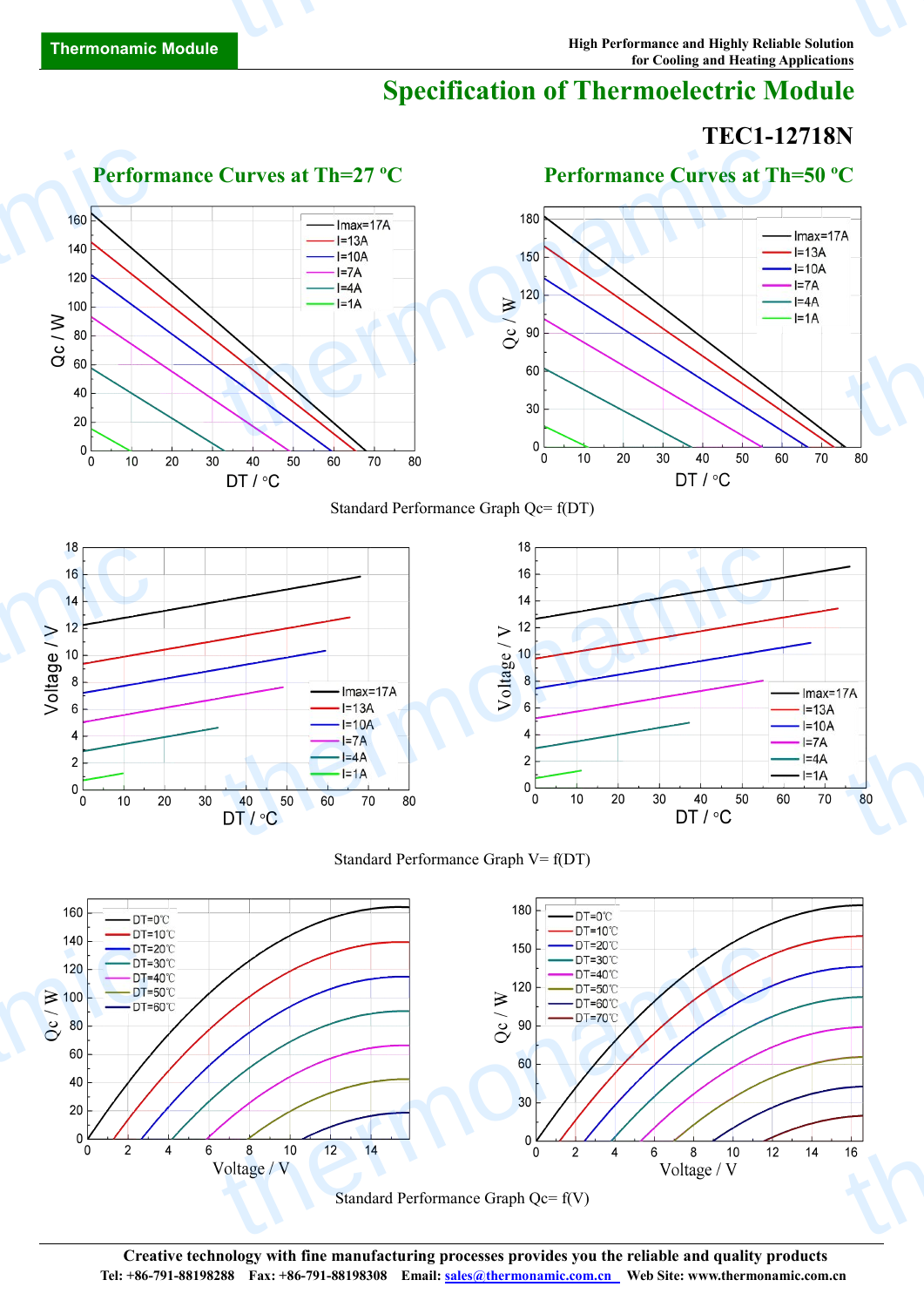# Specification of Thermoelectric Module

## TEC1-12718N

### Performance Curves at Th=27 ºC

### Performance Curves at Th=50 ºC

Standard Performance Graph Qc= f(DT)

Standard Performance Graph V= f(DT)

Standard Performance Graph Qc= f(V)

**Creative technology with fine manufacturing processes provides you the reliable and quality products**

**Tel: +86-791-88198288 Fax: +86-791-88198308 Email: sales@thermonamic.com.cn Web Site: www.thermonamic.com.cn**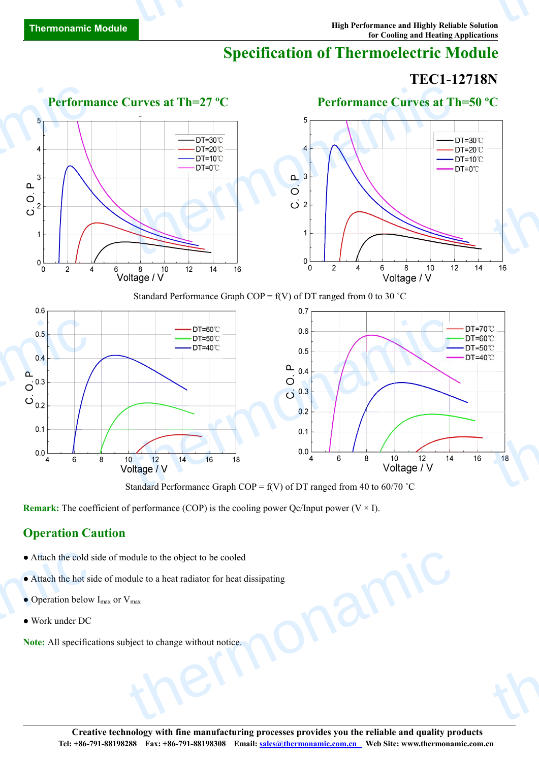# Specification of Thermoelectric Module

## TEC1-12718N

### Performance Curves at Th=27 ºC

C. O. P

Voltage / V

DT=30℃
DT=20℃
DT=10℃
DT=0℃

### Performance Curves at Th=50 ºC

C. O. P

Voltage / V

DT=30℃
DT=20℃
DT=10℃
DT=0℃

Standard Performance Graph COP = f(V) of DT ranged from 0 to 30 ˚C

C. O. P

Voltage / V

DT=60℃
DT=50℃
DT=40℃

C. O. P

Voltage / V

DT=70℃
DT=60℃
DT=50℃
DT=40℃

Standard Performance Graph COP = f(V) of DT ranged from 40 to 60/70 ˚C

**Remark:** The coefficient of performance (COP) is the cooling power Qc/Input power (V × I).

## Operation Caution

- Attach the cold side of module to the object to be cooled
- Attach the hot side of module to a heat radiator for heat dissipating
- Operation below $I_{max}$ or $V_{max}$
- Work under DC

**Note:** All specifications subject to change without notice.